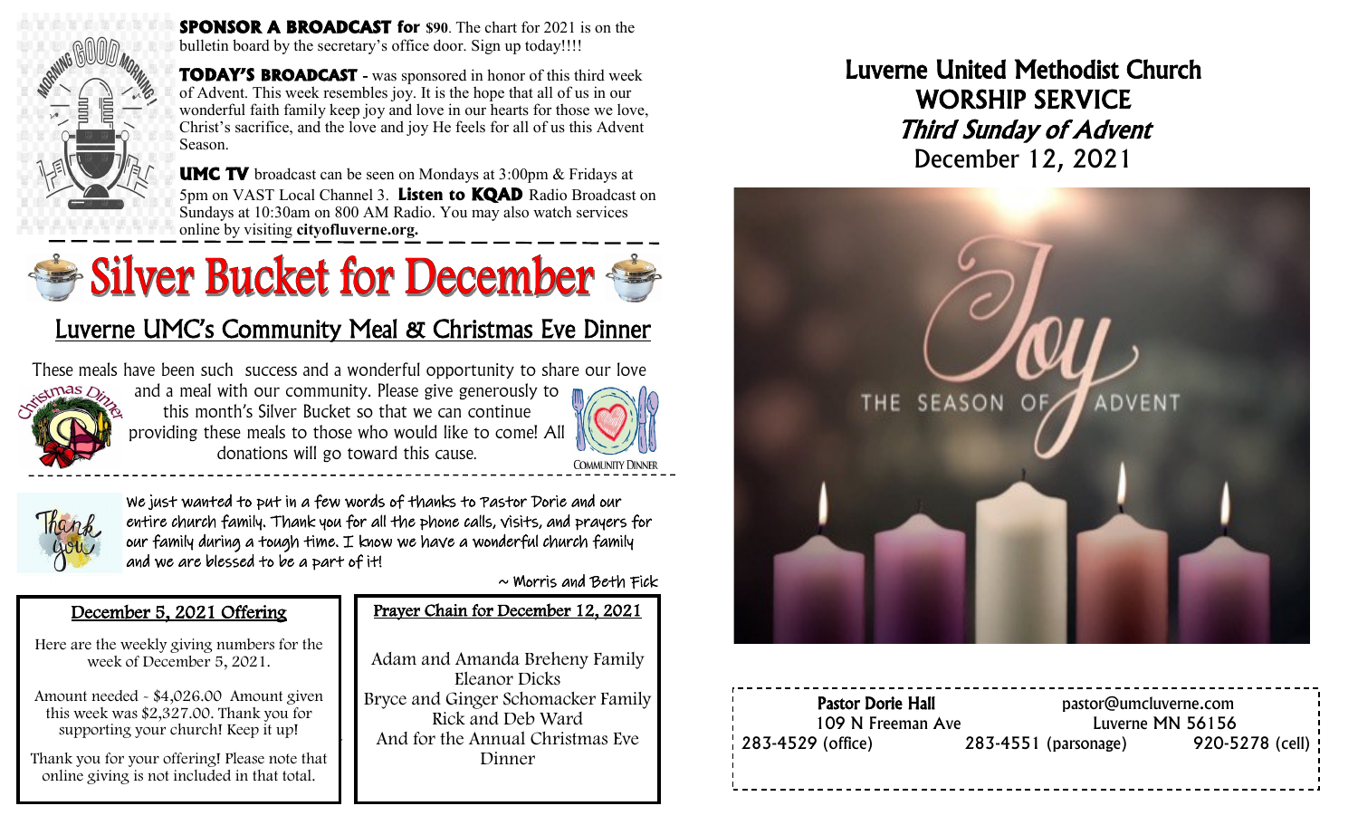**SPONSOR A BROADCAST for $90**. The chart for 2021 is on the bulletin board by the secretary's office door. Sign up today!!!!

**TODAY'S BROADCAST** - was sponsored in honor of this third week of Advent. This week resembles joy. It is the hope that all of us in our wonderful faith family keep joy and love in our hearts for those we love, Christ's sacrifice, and the love and joy He feels for all of us this Advent Season.

**UMC TV** broadcast can be seen on Mondays at 3:00pm & Fridays at 5pm on VAST Local Channel 3. **Listen to KQAD** Radio Broadcast on Sundays at 10:30am on 800 AM Radio. You may also watch services online by visiting **cityofluverne.org.**

# Silver Bucket for December

## Luverne UMC's Community Meal & Christmas Eve Dinner

These meals have been such success and a wonderful opportunity to share our love and a meal with our community. Please give generously to this month's Silver Bucket so that we can continue providing these meals to those who would like to come! All donations will go toward this cause.

We just wanted to put in a few words of thanks to Pastor Dorie and our entire church family. Thank you for all the phone calls, visits, and prayers for our family during a tough time. I know we have a wonderful church family and we are blessed to be a part of it!

~ Morris and Beth Fick

### December 5, 2021 Offering

Here are the weekly giving numbers for the week of December 5, 2021.

Amount needed - $4,026.00 Amount given this week was $2,327.00. Thank you for supporting your church! Keep it up!

Thank you for your offering! Please note that online giving is not included in that total.

### Prayer Chain for December 12, 2021

Adam and Amanda Breheny Family
Eleanor Dicks
Bryce and Ginger Schomacker Family
Rick and Deb Ward
And for the Annual Christmas Eve Dinner

# Luverne United Methodist Church
# WORSHIP SERVICE
## *Third Sunday of Advent*
December 12, 2021

Joy
THE SEASON OF ADVENT

**Pastor Dorie Hall** pastor@umcluverne.com
109 N Freeman Ave Luverne MN 56156
283-4529 (office) 283-4551 (parsonage) 920-5278 (cell)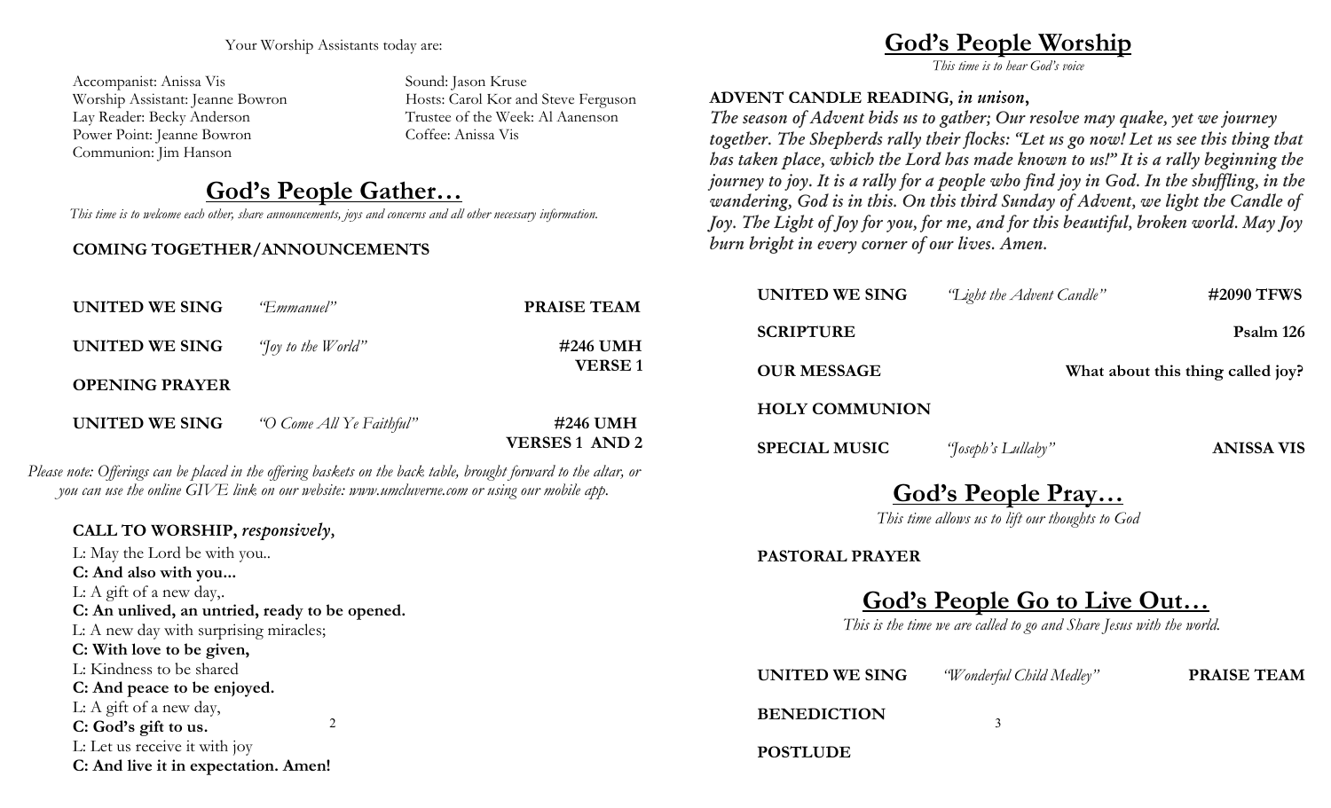Your Worship Assistants today are:

Accompanist: Anissa Vis
Worship Assistant: Jeanne Bowron
Lay Reader: Becky Anderson
Power Point: Jeanne Bowron
Communion: Jim Hanson

Sound: Jason Kruse
Hosts: Carol Kor and Steve Ferguson
Trustee of the Week: Al Aanenson
Coffee: Anissa Vis

## God's People Gather…

*This time is to welcome each other, share announcements, joys and concerns and all other necessary information.*

**COMING TOGETHER/ANNOUNCEMENTS**

**UNITED WE SING** *"Emmanuel"* **PRAISE TEAM**

**UNITED WE SING** *"Joy to the World"* **#246 UMH VERSE 1**

**OPENING PRAYER**

**UNITED WE SING** *"O Come All Ye Faithful"* **#246 UMH VERSES 1 AND 2**

*Please note: Offerings can be placed in the offering baskets on the back table, brought forward to the altar, or you can use the online GIVE link on our website: www.umcluverne.com or using our mobile app.*

**CALL TO WORSHIP,** ***responsively*****,**

L: May the Lord be with you..
**C: And also with you...**
L: A gift of a new day,.
**C: An unlived, an untried, ready to be opened.**
L: A new day with surprising miracles;
**C: With love to be given,**
L: Kindness to be shared
**C: And peace to be enjoyed.**
L: A gift of a new day,
**C: God's gift to us.**
L: Let us receive it with joy
**C: And live it in expectation. Amen!**

## God's People Worship

*This time is to hear God's voice*

**ADVENT CANDLE READING,** ***in unison*****,**

***The season of Advent bids us to gather; Our resolve may quake, yet we journey together. The Shepherds rally their flocks: "Let us go now! Let us see this thing that has taken place, which the Lord has made known to us!" It is a rally beginning the journey to joy. It is a rally for a people who find joy in God. In the shuffling, in the wandering, God is in this. On this third Sunday of Advent, we light the Candle of Joy. The Light of Joy for you, for me, and for this beautiful, broken world. May Joy burn bright in every corner of our lives. Amen.***

**UNITED WE SING** *"Light the Advent Candle"* **#2090 TFWS**

**SCRIPTURE** **Psalm 126**

**OUR MESSAGE** **What about this thing called joy?**

**HOLY COMMUNION**

**SPECIAL MUSIC** *"Joseph's Lullaby"* **ANISSA VIS**

## God's People Pray…

*This time allows us to lift our thoughts to God*

**PASTORAL PRAYER**

## God's People Go to Live Out…

*This is the time we are called to go and Share Jesus with the world.*

**UNITED WE SING** *"Wonderful Child Medley"* **PRAISE TEAM**

**BENEDICTION**

**POSTLUDE**